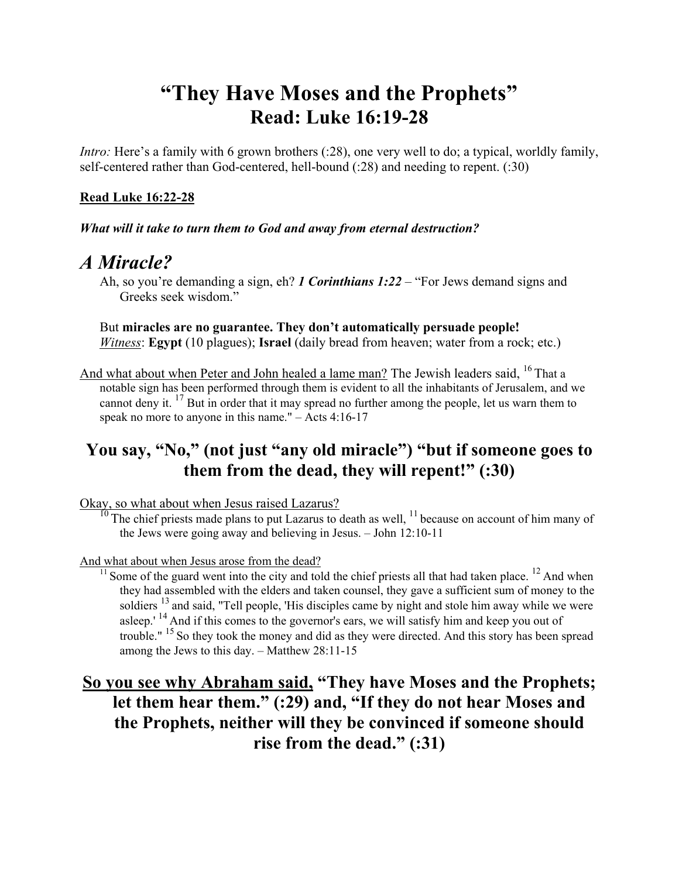# "They Have Moses and the Prophets"
## Read: Luke 16:19-28

*Intro:* Here's a family with 6 grown brothers (:28), one very well to do; a typical, worldly family, self-centered rather than God-centered, hell-bound (:28) and needing to repent. (:30)

**<u>Read Luke 16:22-28</u>**

***What will it take to turn them to God and away from eternal destruction?***

## *A Miracle?*

Ah, so you're demanding a sign, eh? ***1 Corinthians 1:22*** – "For Jews demand signs and Greeks seek wisdom."

But **miracles are no guarantee. They don't automatically persuade people!**
<u>*Witness*</u>: **Egypt** (10 plagues); **Israel** (daily bread from heaven; water from a rock; etc.)

<u>And what about when Peter and John healed a lame man?</u> The Jewish leaders said, [16] That a notable sign has been performed through them is evident to all the inhabitants of Jerusalem, and we cannot deny it. [17] But in order that it may spread no further among the people, let us warn them to speak no more to anyone in this name." – Acts 4:16-17

## You say, "No," (not just "any old miracle") "but if someone goes to them from the dead, they will repent!" (:30)

<u>Okay, so what about when Jesus raised Lazarus?</u>

[10] The chief priests made plans to put Lazarus to death as well, [11] because on account of him many of the Jews were going away and believing in Jesus. – John 12:10-11

<u>And what about when Jesus arose from the dead?</u>

[11] Some of the guard went into the city and told the chief priests all that had taken place. [12] And when they had assembled with the elders and taken counsel, they gave a sufficient sum of money to the soldiers [13] and said, "Tell people, 'His disciples came by night and stole him away while we were asleep.' [14] And if this comes to the governor's ears, we will satisfy him and keep you out of trouble." [15] So they took the money and did as they were directed. And this story has been spread among the Jews to this day. – Matthew 28:11-15

## <u>So you see why Abraham said,</u> "They have Moses and the Prophets; let them hear them." (:29) and, "If they do not hear Moses and the Prophets, neither will they be convinced if someone should rise from the dead." (:31)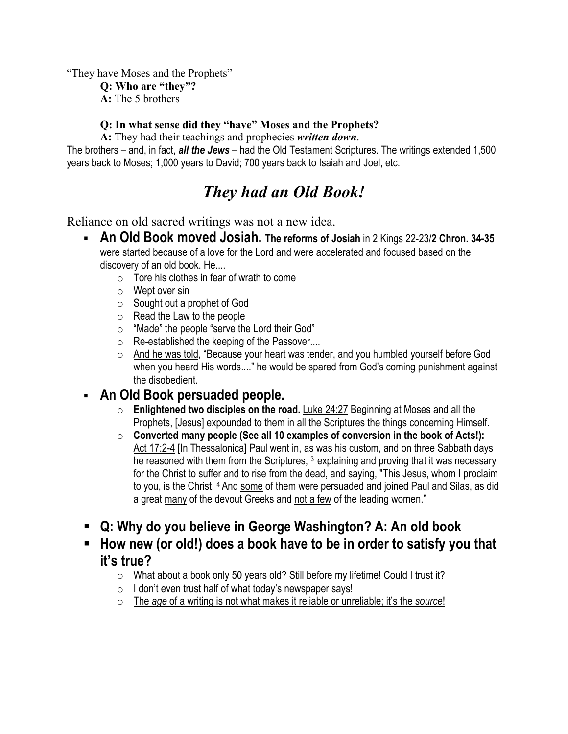"They have Moses and the Prophets"

**Q: Who are "they"?**

**A:** The 5 brothers

**Q: In what sense did they "have" Moses and the Prophets?**

**A:** They had their teachings and prophecies ***written down***.

The brothers – and, in fact, ***all the Jews*** – had the Old Testament Scriptures. The writings extended 1,500 years back to Moses; 1,000 years to David; 700 years back to Isaiah and Joel, etc.

# *They had an Old Book!*

Reliance on old sacred writings was not a new idea.

- **An Old Book moved Josiah. The reforms of Josiah** in 2 Kings 22-23/**2 Chron. 34-35** were started because of a love for the Lord and were accelerated and focused based on the discovery of an old book. He....
  - Tore his clothes in fear of wrath to come
  - Wept over sin
  - Sought out a prophet of God
  - Read the Law to the people
  - "Made" the people "serve the Lord their God"
  - Re-established the keeping of the Passover....
  - <u>And he was told</u>, "Because your heart was tender, and you humbled yourself before God when you heard His words...." he would be spared from God's coming punishment against the disobedient.
- **An Old Book persuaded people.**
  - **Enlightened two disciples on the road.** <u>Luke 24:27</u> Beginning at Moses and all the Prophets, [Jesus] expounded to them in all the Scriptures the things concerning Himself.
  - **Converted many people (See all 10 examples of conversion in the book of Acts!):** <u>Act 17:2-4</u> [In Thessalonica] Paul went in, as was his custom, and on three Sabbath days he reasoned with them from the Scriptures, [3] explaining and proving that it was necessary for the Christ to suffer and to rise from the dead, and saying, "This Jesus, whom I proclaim to you, is the Christ. [4] And <u>some</u> of them were persuaded and joined Paul and Silas, as did a great <u>many</u> of the devout Greeks and <u>not a few</u> of the leading women."

- **Q: Why do you believe in George Washington? A: An old book**
- **How new (or old!) does a book have to be in order to satisfy you that it's true?**
  - What about a book only 50 years old? Still before my lifetime! Could I trust it?
  - I don't even trust half of what today's newspaper says!
  - <u>The *age* of a writing is not what makes it reliable or unreliable; it's the *source*!</u>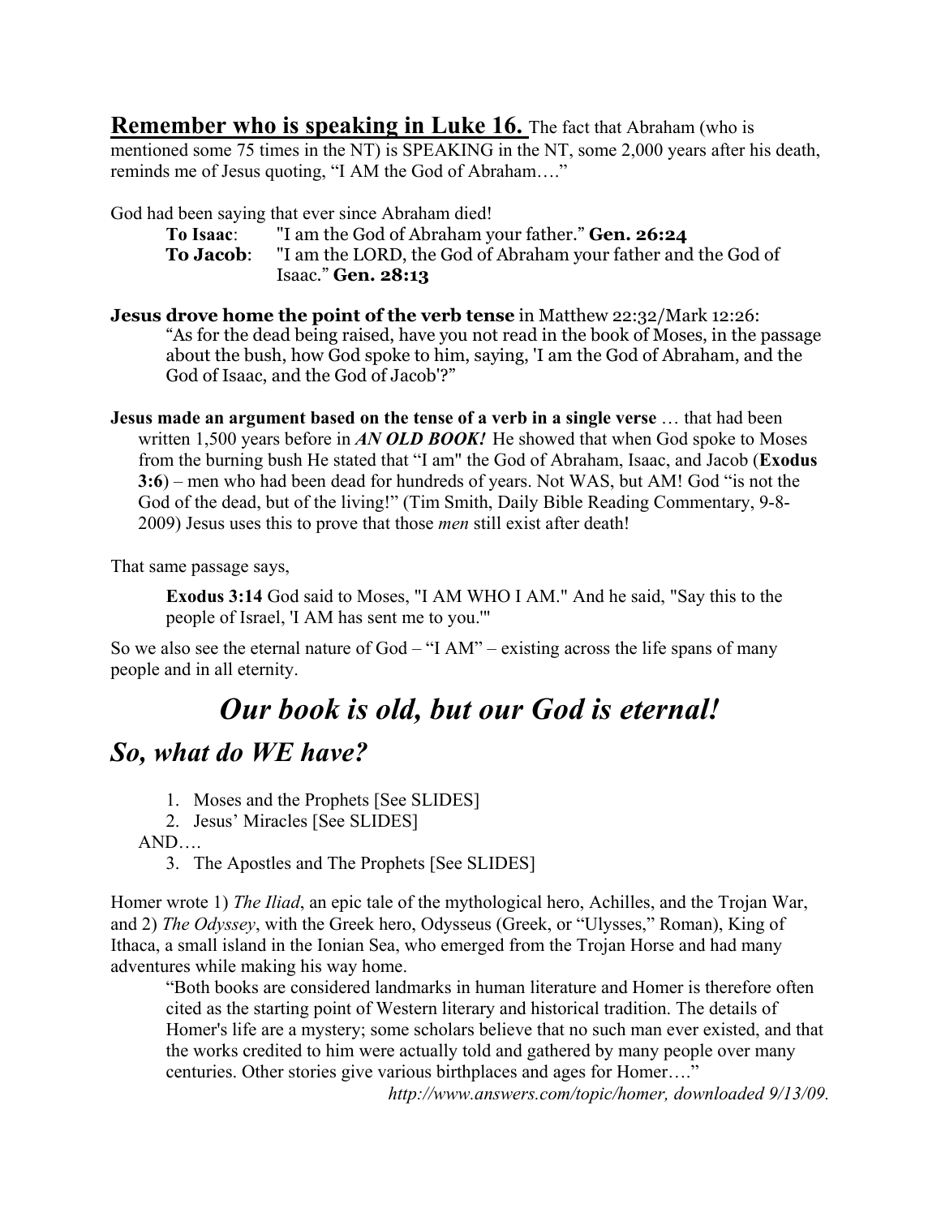**Remember who is speaking in Luke 16.** The fact that Abraham (who is mentioned some 75 times in the NT) is SPEAKING in the NT, some 2,000 years after his death, reminds me of Jesus quoting, "I AM the God of Abraham…."

God had been saying that ever since Abraham died!

> **To Isaac**: "I am the God of Abraham your father." **Gen. 26:24**
> **To Jacob**: "I am the LORD, the God of Abraham your father and the God of Isaac." **Gen. 28:13**

**Jesus drove home the point of the verb tense** in Matthew 22:32/Mark 12:26:

> "As for the dead being raised, have you not read in the book of Moses, in the passage about the bush, how God spoke to him, saying, 'I am the God of Abraham, and the God of Isaac, and the God of Jacob'?"

**Jesus made an argument based on the tense of a verb in a single verse** … that had been written 1,500 years before in ***AN OLD BOOK!*** He showed that when God spoke to Moses from the burning bush He stated that "I am" the God of Abraham, Isaac, and Jacob (**Exodus 3:6**) – men who had been dead for hundreds of years. Not WAS, but AM! God "is not the God of the dead, but of the living!" (Tim Smith, Daily Bible Reading Commentary, 9-8-2009) Jesus uses this to prove that those *men* still exist after death!

That same passage says,

> **Exodus 3:14** God said to Moses, "I AM WHO I AM." And he said, "Say this to the people of Israel, 'I AM has sent me to you.'"

So we also see the eternal nature of God – "I AM" – existing across the life spans of many people and in all eternity.

## *Our book is old, but our God is eternal!*

## *So, what do WE have?*

1. Moses and the Prophets [See SLIDES]
2. Jesus' Miracles [See SLIDES]

AND….

3. The Apostles and The Prophets [See SLIDES]

Homer wrote 1) *The Iliad*, an epic tale of the mythological hero, Achilles, and the Trojan War, and 2) *The Odyssey*, with the Greek hero, Odysseus (Greek, or "Ulysses," Roman), King of Ithaca, a small island in the Ionian Sea, who emerged from the Trojan Horse and had many adventures while making his way home.

> "Both books are considered landmarks in human literature and Homer is therefore often cited as the starting point of Western literary and historical tradition. The details of Homer's life are a mystery; some scholars believe that no such man ever existed, and that the works credited to him were actually told and gathered by many people over many centuries. Other stories give various birthplaces and ages for Homer…."
>
> *http://www.answers.com/topic/homer, downloaded 9/13/09.*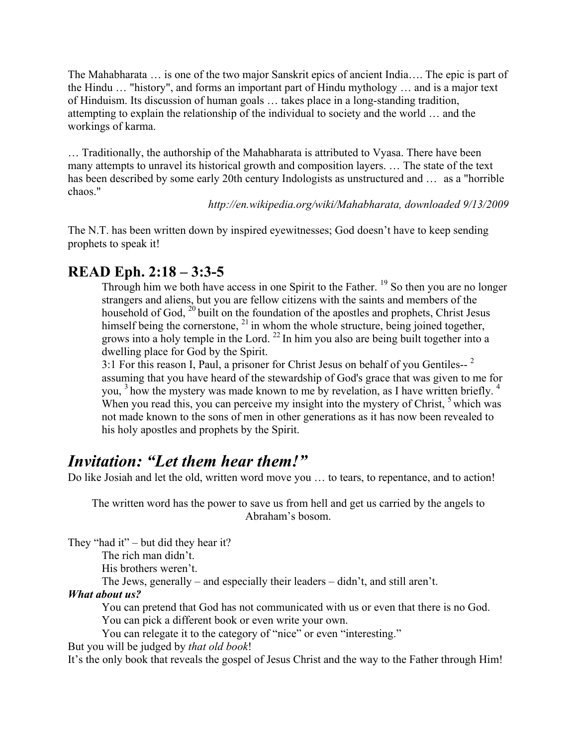The Mahabharata … is one of the two major Sanskrit epics of ancient India…. The epic is part of the Hindu … "history", and forms an important part of Hindu mythology … and is a major text of Hinduism. Its discussion of human goals … takes place in a long-standing tradition, attempting to explain the relationship of the individual to society and the world … and the workings of karma.

… Traditionally, the authorship of the Mahabharata is attributed to Vyasa. There have been many attempts to unravel its historical growth and composition layers. … The state of the text has been described by some early 20th century Indologists as unstructured and … as a "horrible chaos."

*http://en.wikipedia.org/wiki/Mahabharata, downloaded 9/13/2009*

The N.T. has been written down by inspired eyewitnesses; God doesn't have to keep sending prophets to speak it!

## READ Eph. 2:18 – 3:3-5

> Through him we both have access in one Spirit to the Father. [19] So then you are no longer strangers and aliens, but you are fellow citizens with the saints and members of the household of God, [20] built on the foundation of the apostles and prophets, Christ Jesus himself being the cornerstone, [21] in whom the whole structure, being joined together, grows into a holy temple in the Lord. [22] In him you also are being built together into a dwelling place for God by the Spirit.
> 3:1 For this reason I, Paul, a prisoner for Christ Jesus on behalf of you Gentiles-- [2] assuming that you have heard of the stewardship of God's grace that was given to me for you, [3] how the mystery was made known to me by revelation, as I have written briefly. [4] When you read this, you can perceive my insight into the mystery of Christ, [5] which was not made known to the sons of men in other generations as it has now been revealed to his holy apostles and prophets by the Spirit.

## *Invitation: "Let them hear them!"*

Do like Josiah and let the old, written word move you … to tears, to repentance, and to action!

The written word has the power to save us from hell and get us carried by the angels to Abraham's bosom.

They "had it" – but did they hear it?

- The rich man didn't.
- His brothers weren't.
- The Jews, generally – and especially their leaders – didn't, and still aren't.

***What about us?***

- You can pretend that God has not communicated with us or even that there is no God.
- You can pick a different book or even write your own.
- You can relegate it to the category of "nice" or even "interesting."

But you will be judged by *that old book*!

It's the only book that reveals the gospel of Jesus Christ and the way to the Father through Him!